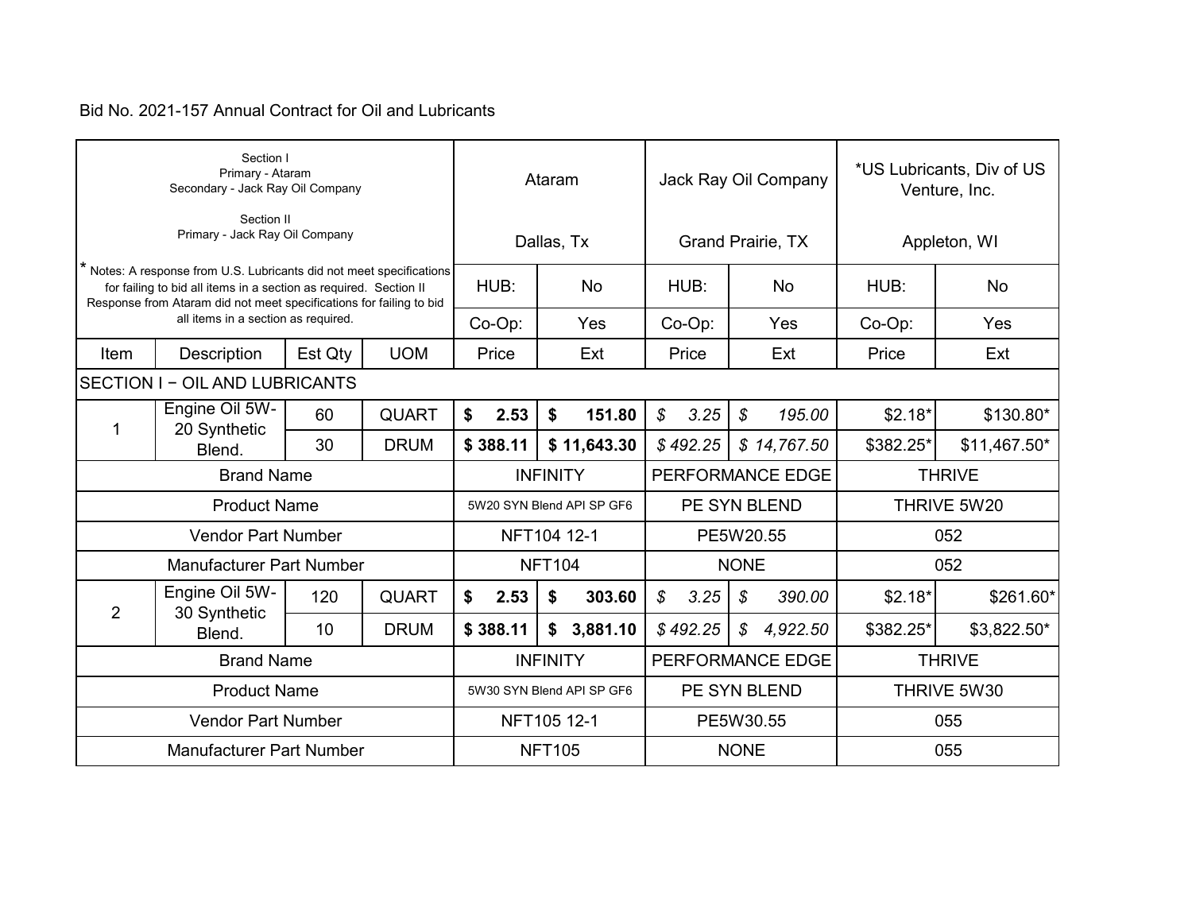Bid No. 2021-157 Annual Contract for Oil and Lubricants

| Section I<br>Primary - Ataram<br>Secondary - Jack Ray Oil Company<br><br>Section II<br>Primary - Jack Ray Oil Company | | | | Ataram<br><br>Dallas, Tx | | Jack Ray Oil Company<br><br>Grand Prairie, TX | | *US Lubricants, Div of US Venture, Inc.<br><br>Appleton, WI | |
|---|---|---|---|---|---|---|---|---|---|
| * Notes: A response from U.S. Lubricants did not meet specifications for failing to bid all items in a section as required. Section II Response from Ataram did not meet specifications for failing to bid all items in a section as required. | | | | HUB: | No | HUB: | No | HUB: | No |
| | | | | Co-Op: | Yes | Co-Op: | Yes | Co-Op: | Yes |
| Item | Description | Est Qty | UOM | Price | Ext | Price | Ext | Price | Ext |
| SECTION I − OIL AND LUBRICANTS | | | | | | | | | |
| 1 | Engine Oil 5W-20 Synthetic Blend. | 60 | QUART | **$ 2.53** | **$ 151.80** | *$ 3.25* | *$ 195.00* | $2.18* | $130.80* |
| | | 30 | DRUM | **$ 388.11** | **$ 11,643.30** | *$ 492.25* | *$ 14,767.50* | $382.25* | $11,467.50* |
| Brand Name | | | | INFINITY | | PERFORMANCE EDGE | | THRIVE | |
| Product Name | | | | 5W20 SYN Blend API SP GF6 | | PE SYN BLEND | | THRIVE 5W20 | |
| Vendor Part Number | | | | NFT104 12-1 | | PE5W20.55 | | 052 | |
| Manufacturer Part Number | | | | NFT104 | | NONE | | 052 | |
| 2 | Engine Oil 5W-30 Synthetic Blend. | 120 | QUART | **$ 2.53** | **$ 303.60** | *$ 3.25* | *$ 390.00* | $2.18* | $261.60* |
| | | 10 | DRUM | **$ 388.11** | **$ 3,881.10** | *$ 492.25* | *$ 4,922.50* | $382.25* | $3,822.50* |
| Brand Name | | | | INFINITY | | PERFORMANCE EDGE | | THRIVE | |
| Product Name | | | | 5W30 SYN Blend API SP GF6 | | PE SYN BLEND | | THRIVE 5W30 | |
| Vendor Part Number | | | | NFT105 12-1 | | PE5W30.55 | | 055 | |
| Manufacturer Part Number | | | | NFT105 | | NONE | | 055 | |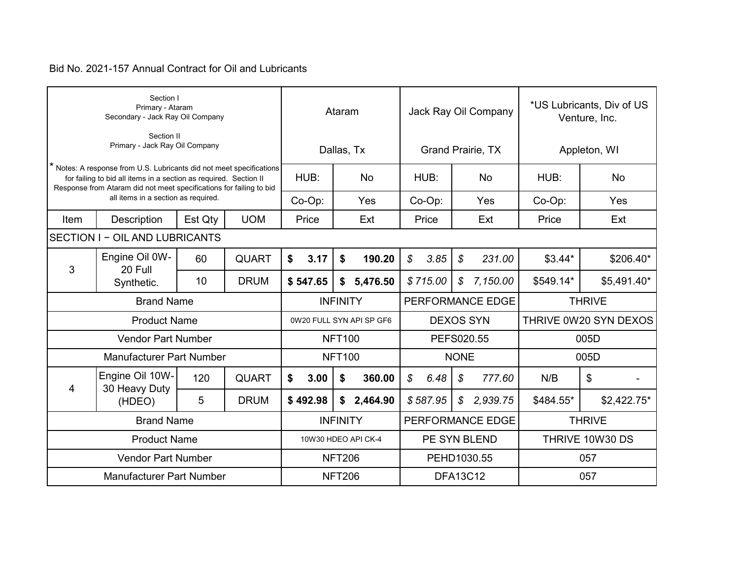Bid No. 2021-157 Annual Contract for Oil and Lubricants

| Section I<br>Primary - Ataram<br>Secondary - Jack Ray Oil Company<br><br>Section II<br>Primary - Jack Ray Oil Company | | | | Ataram<br><br>Dallas, Tx | | Jack Ray Oil Company<br><br>Grand Prairie, TX | | *US Lubricants, Div of US Venture, Inc.<br><br>Appleton, WI | |
|---|---|---|---|---|---|---|---|---|---|
| * Notes: A response from U.S. Lubricants did not meet specifications for failing to bid all items in a section as required. Section II Response from Ataram did not meet specifications for failing to bid all items in a section as required. | | | | HUB: | No | HUB: | No | HUB: | No |
| | | | | Co-Op: | Yes | Co-Op: | Yes | Co-Op: | Yes |
| Item | Description | Est Qty | UOM | Price | Ext | Price | Ext | Price | Ext |
| SECTION I − OIL AND LUBRICANTS | | | | | | | | | |
| 3 | Engine Oil 0W-20 Full Synthetic. | 60 | QUART | $ 3.17 | $ 190.20 | $ 3.85 | $ 231.00 | $3.44* | $206.40* |
| | | 10 | DRUM | $ 547.65 | $ 5,476.50 | $ 715.00 | $ 7,150.00 | $549.14* | $5,491.40* |
| Brand Name | | | | INFINITY | | PERFORMANCE EDGE | | THRIVE | |
| Product Name | | | | 0W20 FULL SYN API SP GF6 | | DEXOS SYN | | THRIVE 0W20 SYN DEXOS | |
| Vendor Part Number | | | | NFT100 | | PEFS020.55 | | 005D | |
| Manufacturer Part Number | | | | NFT100 | | NONE | | 005D | |
| 4 | Engine Oil 10W-30 Heavy Duty (HDEO) | 120 | QUART | $ 3.00 | $ 360.00 | $ 6.48 | $ 777.60 | N/B | $ - |
| | | 5 | DRUM | $ 492.98 | $ 2,464.90 | $ 587.95 | $ 2,939.75 | $484.55* | $2,422.75* |
| Brand Name | | | | INFINITY | | PERFORMANCE EDGE | | THRIVE | |
| Product Name | | | | 10W30 HDEO API CK-4 | | PE SYN BLEND | | THRIVE 10W30 DS | |
| Vendor Part Number | | | | NFT206 | | PEHD1030.55 | | 057 | |
| Manufacturer Part Number | | | | NFT206 | | DFA13C12 | | 057 | |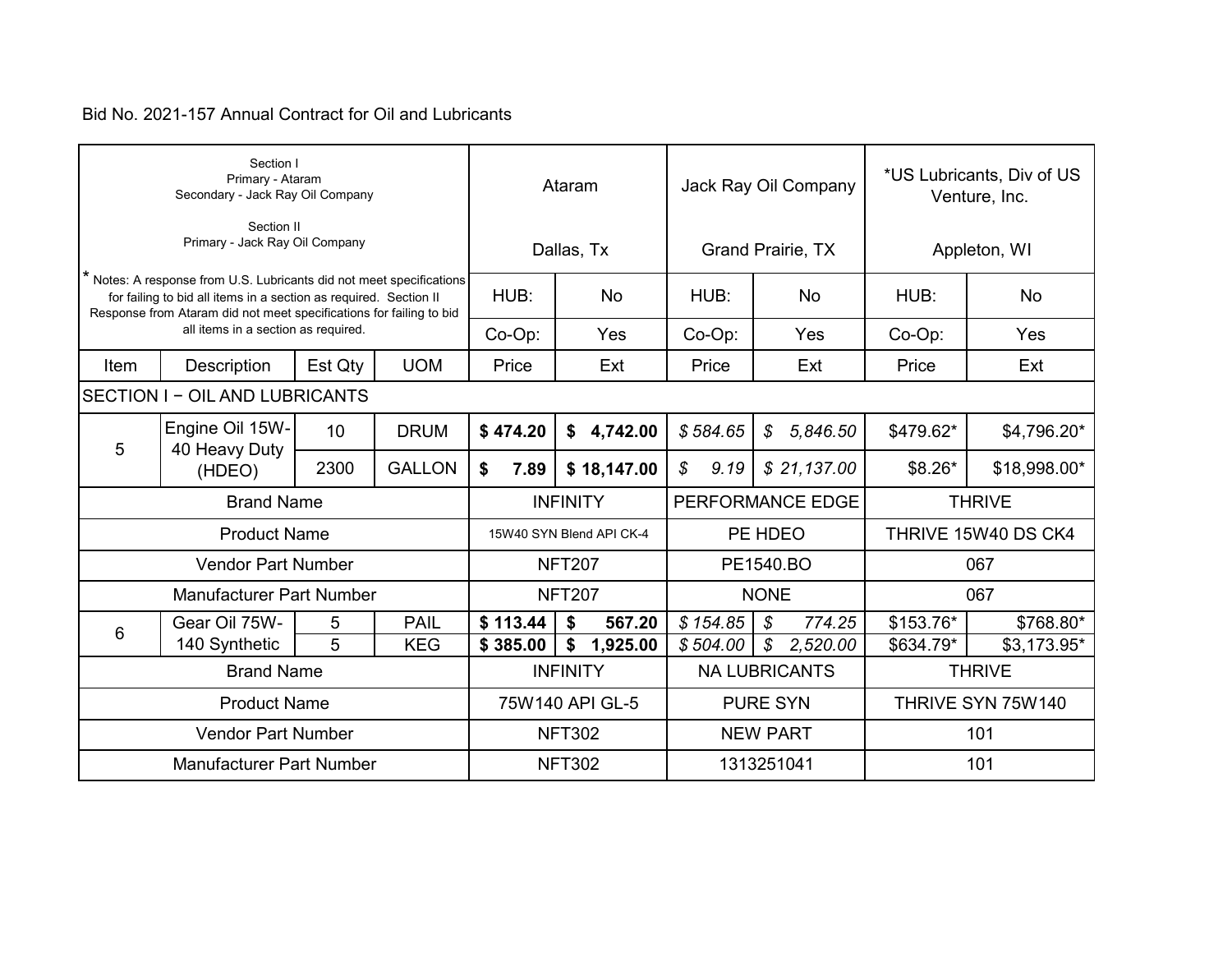Bid No. 2021-157 Annual Contract for Oil and Lubricants

| Section I<br>Primary - Ataram<br>Secondary - Jack Ray Oil Company<br><br>Section II<br>Primary - Jack Ray Oil Company | | | | Ataram<br><br>Dallas, Tx | | Jack Ray Oil Company<br><br>Grand Prairie, TX | | *US Lubricants, Div of US Venture, Inc.<br><br>Appleton, WI | |
|---|---|---|---|---|---|---|---|---|---|
| * Notes: A response from U.S. Lubricants did not meet specifications for failing to bid all items in a section as required. Section II Response from Ataram did not meet specifications for failing to bid all items in a section as required. | | | | HUB: | No | HUB: | No | HUB: | No |
| | | | | Co-Op: | Yes | Co-Op: | Yes | Co-Op: | Yes |
| Item | Description | Est Qty | UOM | Price | Ext | Price | Ext | Price | Ext |
| SECTION I − OIL AND LUBRICANTS | | | | | | | | | |
| 5 | Engine Oil 15W-40 Heavy Duty (HDEO) | 10 | DRUM | **$ 474.20** | **$ 4,742.00** | *$ 584.65* | *$ 5,846.50* | $479.62* | $4,796.20* |
| | | 2300 | GALLON | **$ 7.89** | **$ 18,147.00** | *$ 9.19* | *$ 21,137.00* | $8.26* | $18,998.00* |
| Brand Name | | | | INFINITY | | PERFORMANCE EDGE | | THRIVE | |
| Product Name | | | | 15W40 SYN Blend API CK-4 | | PE HDEO | | THRIVE 15W40 DS CK4 | |
| Vendor Part Number | | | | NFT207 | | PE1540.BO | | 067 | |
| Manufacturer Part Number | | | | NFT207 | | NONE | | 067 | |
| 6 | Gear Oil 75W-140 Synthetic | 5 | PAIL | **$ 113.44** | **$ 567.20** | *$ 154.85* | *$ 774.25* | $153.76* | $768.80* |
| | | 5 | KEG | **$ 385.00** | **$ 1,925.00** | *$ 504.00* | *$ 2,520.00* | $634.79* | $3,173.95* |
| Brand Name | | | | INFINITY | | NA LUBRICANTS | | THRIVE | |
| Product Name | | | | 75W140 API GL-5 | | PURE SYN | | THRIVE SYN 75W140 | |
| Vendor Part Number | | | | NFT302 | | NEW PART | | 101 | |
| Manufacturer Part Number | | | | NFT302 | | 1313251041 | | 101 | |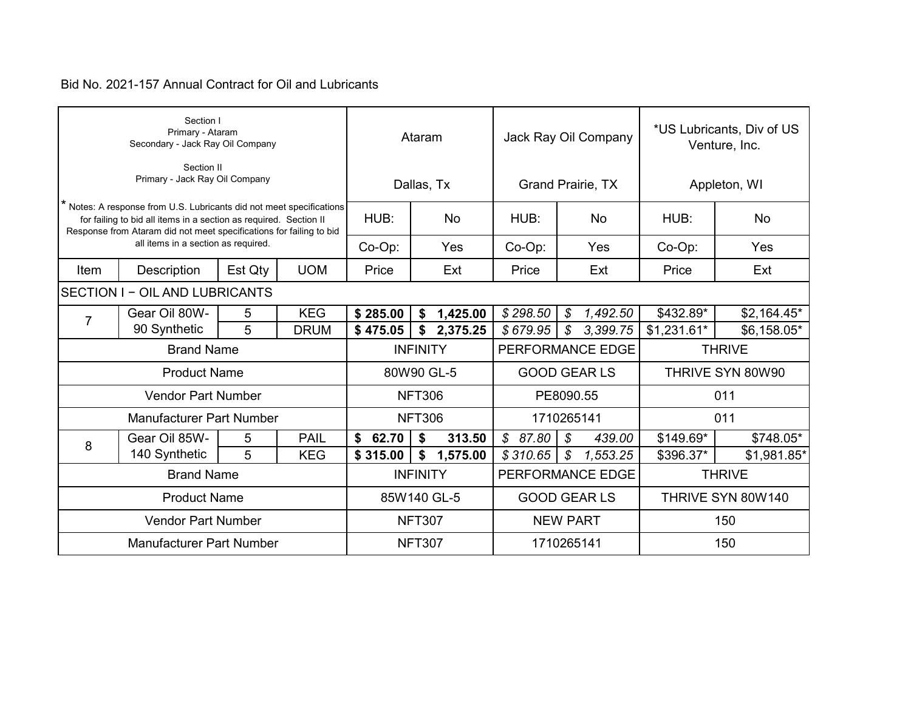Bid No. 2021-157 Annual Contract for Oil and Lubricants

| Section I<br>Primary - Ataram<br>Secondary - Jack Ray Oil Company<br><br>Section II<br>Primary - Jack Ray Oil Company | | | | Ataram<br><br>Dallas, Tx | | Jack Ray Oil Company<br><br>Grand Prairie, TX | | *US Lubricants, Div of US Venture, Inc.<br><br>Appleton, WI | |
|---|---|---|---|---|---|---|---|---|---|
| * Notes: A response from U.S. Lubricants did not meet specifications for failing to bid all items in a section as required. Section II Response from Ataram did not meet specifications for failing to bid all items in a section as required. | | | | HUB: | No | HUB: | No | HUB: | No |
| | | | | Co-Op: | Yes | Co-Op: | Yes | Co-Op: | Yes |
| Item | Description | Est Qty | UOM | Price | Ext | Price | Ext | Price | Ext |
| SECTION I − OIL AND LUBRICANTS | | | | | | | | | |
| 7 | Gear Oil 80W-90 Synthetic | 5 | KEG | **$ 285.00** | **$ 1,425.00** | *$ 298.50* | *$ 1,492.50* | $432.89* | $2,164.45* |
| | | 5 | DRUM | **$ 475.05** | **$ 2,375.25** | *$ 679.95* | *$ 3,399.75* | $1,231.61* | $6,158.05* |
| Brand Name | | | | INFINITY | | PERFORMANCE EDGE | | THRIVE | |
| Product Name | | | | 80W90 GL-5 | | GOOD GEAR LS | | THRIVE SYN 80W90 | |
| Vendor Part Number | | | | NFT306 | | PE8090.55 | | 011 | |
| Manufacturer Part Number | | | | NFT306 | | 1710265141 | | 011 | |
| 8 | Gear Oil 85W-140 Synthetic | 5 | PAIL | **$ 62.70** | **$ 313.50** | *$ 87.80* | *$ 439.00* | $149.69* | $748.05* |
| | | 5 | KEG | **$ 315.00** | **$ 1,575.00** | *$ 310.65* | *$ 1,553.25* | $396.37* | $1,981.85* |
| Brand Name | | | | INFINITY | | PERFORMANCE EDGE | | THRIVE | |
| Product Name | | | | 85W140 GL-5 | | GOOD GEAR LS | | THRIVE SYN 80W140 | |
| Vendor Part Number | | | | NFT307 | | NEW PART | | 150 | |
| Manufacturer Part Number | | | | NFT307 | | 1710265141 | | 150 | |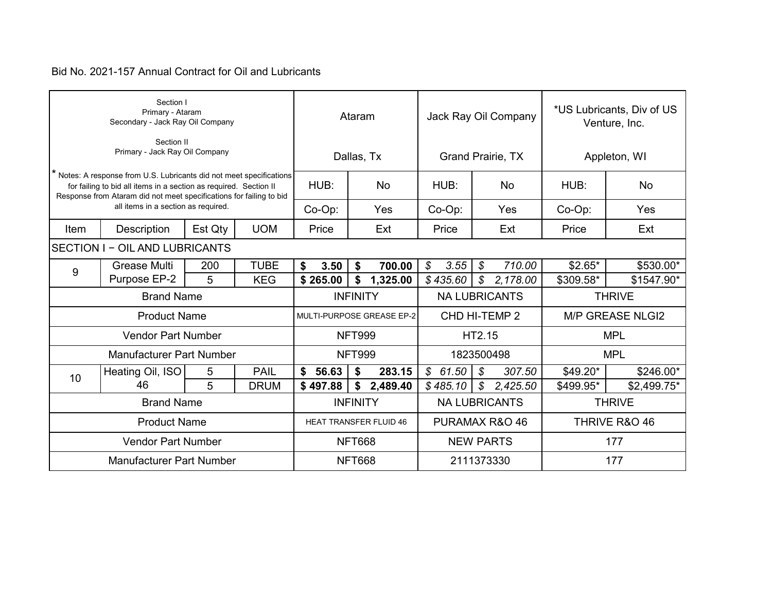Bid No. 2021-157 Annual Contract for Oil and Lubricants

| Section I<br>Primary - Ataram<br>Secondary - Jack Ray Oil Company<br><br>Section II<br>Primary - Jack Ray Oil Company | | | | Ataram<br><br>Dallas, Tx | | Jack Ray Oil Company<br><br>Grand Prairie, TX | | *US Lubricants, Div of US Venture, Inc.<br><br>Appleton, WI | |
|---|---|---|---|---|---|---|---|---|---|
| * Notes: A response from U.S. Lubricants did not meet specifications for failing to bid all items in a section as required. Section II Response from Ataram did not meet specifications for failing to bid all items in a section as required. | | | | HUB: | No | HUB: | No | HUB: | No |
| | | | | Co-Op: | Yes | Co-Op: | Yes | Co-Op: | Yes |
| Item | Description | Est Qty | UOM | Price | Ext | Price | Ext | Price | Ext |
| SECTION I − OIL AND LUBRICANTS | | | | | | | | | |
| 9 | Grease Multi Purpose EP-2 | 200 | TUBE | **$ 3.50** | **$ 700.00** | *$ 3.55* | *$ 710.00* | $2.65* | $530.00* |
| | | 5 | KEG | **$ 265.00** | **$ 1,325.00** | *$ 435.60* | *$ 2,178.00* | $309.58* | $1547.90* |
| Brand Name | | | | INFINITY | | NA LUBRICANTS | | THRIVE | |
| Product Name | | | | MULTI-PURPOSE GREASE EP-2 | | CHD HI-TEMP 2 | | M/P GREASE NLGI2 | |
| Vendor Part Number | | | | NFT999 | | HT2.15 | | MPL | |
| Manufacturer Part Number | | | | NFT999 | | 1823500498 | | MPL | |
| 10 | Heating Oil, ISO 46 | 5 | PAIL | **$ 56.63** | **$ 283.15** | *$ 61.50* | *$ 307.50* | $49.20* | $246.00* |
| | | 5 | DRUM | **$ 497.88** | **$ 2,489.40** | *$ 485.10* | *$ 2,425.50* | $499.95* | $2,499.75* |
| Brand Name | | | | INFINITY | | NA LUBRICANTS | | THRIVE | |
| Product Name | | | | HEAT TRANSFER FLUID 46 | | PURAMAX R&O 46 | | THRIVE R&O 46 | |
| Vendor Part Number | | | | NFT668 | | NEW PARTS | | 177 | |
| Manufacturer Part Number | | | | NFT668 | | 2111373330 | | 177 | |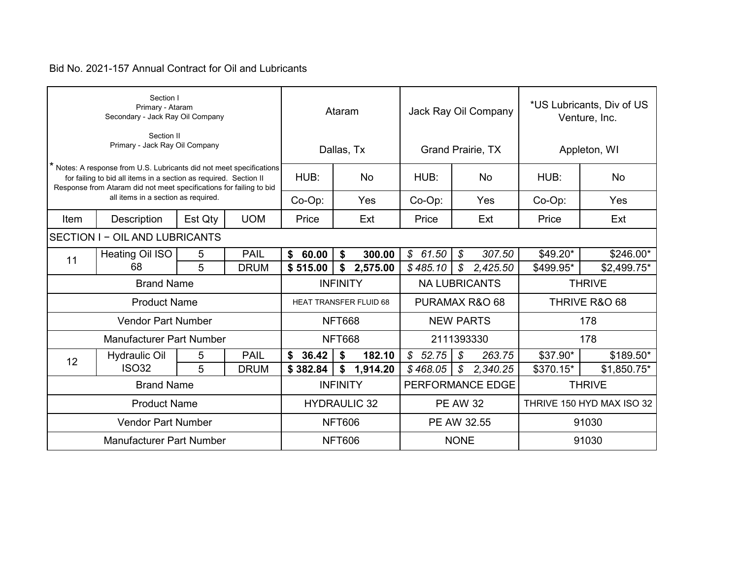Bid No. 2021-157 Annual Contract for Oil and Lubricants

| Section I<br>Primary - Ataram<br>Secondary - Jack Ray Oil Company<br><br>Section II<br>Primary - Jack Ray Oil Company | | | | Ataram<br><br>Dallas, Tx | | Jack Ray Oil Company<br><br>Grand Prairie, TX | | *US Lubricants, Div of US Venture, Inc.<br><br>Appleton, WI | |
|---|---|---|---|---|---|---|---|---|---|
| * Notes: A response from U.S. Lubricants did not meet specifications for failing to bid all items in a section as required. Section II Response from Ataram did not meet specifications for failing to bid all items in a section as required. | | | | HUB: | No | HUB: | No | HUB: | No |
| | | | | Co-Op: | Yes | Co-Op: | Yes | Co-Op: | Yes |
| Item | Description | Est Qty | UOM | Price | Ext | Price | Ext | Price | Ext |
| SECTION I − OIL AND LUBRICANTS | | | | | | | | | |
| 11 | Heating Oil ISO 68 | 5 | PAIL | **$ 60.00** | **$ 300.00** | *$ 61.50* | *$ 307.50* | $49.20* | $246.00* |
| | | 5 | DRUM | **$ 515.00** | **$ 2,575.00** | *$ 485.10* | *$ 2,425.50* | $499.95* | $2,499.75* |
| Brand Name | | | | INFINITY | | NA LUBRICANTS | | THRIVE | |
| Product Name | | | | HEAT TRANSFER FLUID 68 | | PURAMAX R&O 68 | | THRIVE R&O 68 | |
| Vendor Part Number | | | | NFT668 | | NEW PARTS | | 178 | |
| Manufacturer Part Number | | | | NFT668 | | 2111393330 | | 178 | |
| 12 | Hydraulic Oil ISO32 | 5 | PAIL | **$ 36.42** | **$ 182.10** | *$ 52.75* | *$ 263.75* | $37.90* | $189.50* |
| | | 5 | DRUM | **$ 382.84** | **$ 1,914.20** | *$ 468.05* | *$ 2,340.25* | $370.15* | $1,850.75* |
| Brand Name | | | | INFINITY | | PERFORMANCE EDGE | | THRIVE | |
| Product Name | | | | HYDRAULIC 32 | | PE AW 32 | | THRIVE 150 HYD MAX ISO 32 | |
| Vendor Part Number | | | | NFT606 | | PE AW 32.55 | | 91030 | |
| Manufacturer Part Number | | | | NFT606 | | NONE | | 91030 | |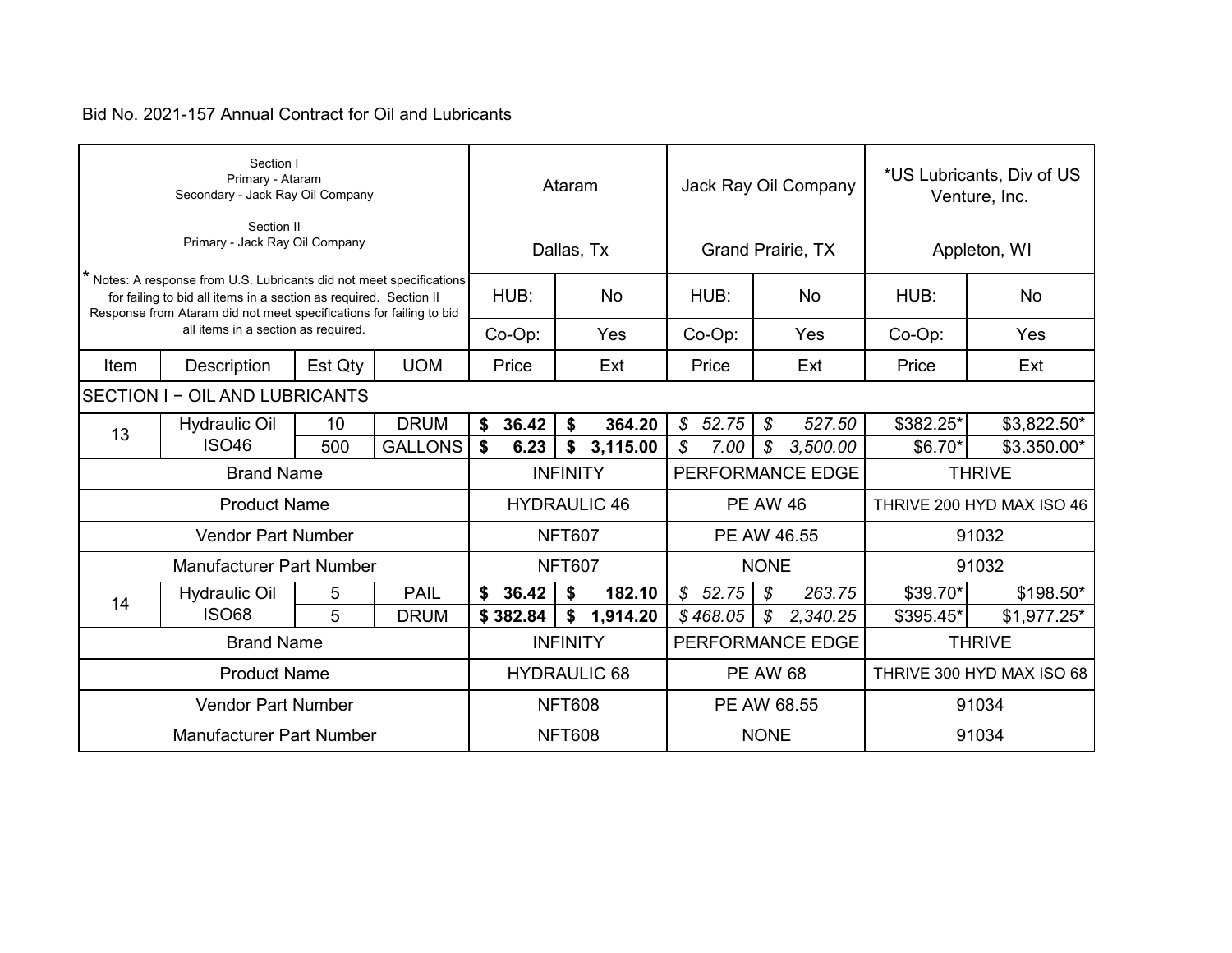Bid No. 2021-157 Annual Contract for Oil and Lubricants

| Section I<br>Primary - Ataram<br>Secondary - Jack Ray Oil Company<br><br>Section II<br>Primary - Jack Ray Oil Company | | | | Ataram<br><br>Dallas, Tx | | Jack Ray Oil Company<br><br>Grand Prairie, TX | | *US Lubricants, Div of US Venture, Inc.<br><br>Appleton, WI | |
|---|---|---|---|---|---|---|---|---|---|
| * Notes: A response from U.S. Lubricants did not meet specifications for failing to bid all items in a section as required. Section II Response from Ataram did not meet specifications for failing to bid all items in a section as required. | | | | HUB: | No | HUB: | No | HUB: | No |
| | | | | Co-Op: | Yes | Co-Op: | Yes | Co-Op: | Yes |
| Item | Description | Est Qty | UOM | Price | Ext | Price | Ext | Price | Ext |
| SECTION I − OIL AND LUBRICANTS | | | | | | | | | |
| 13 | Hydraulic Oil ISO46 | 10 | DRUM | **$ 36.42** | **$ 364.20** | *$ 52.75* | *$ 527.50* | $382.25* | $3,822.50* |
| | | 500 | GALLONS | **$ 6.23** | **$ 3,115.00** | *$ 7.00* | *$ 3,500.00* | $6.70* | $3.350.00* |
| Brand Name | | | | INFINITY | | PERFORMANCE EDGE | | THRIVE | |
| Product Name | | | | HYDRAULIC 46 | | PE AW 46 | | THRIVE 200 HYD MAX ISO 46 | |
| Vendor Part Number | | | | NFT607 | | PE AW 46.55 | | 91032 | |
| Manufacturer Part Number | | | | NFT607 | | NONE | | 91032 | |
| 14 | Hydraulic Oil ISO68 | 5 | PAIL | **$ 36.42** | **$ 182.10** | *$ 52.75* | *$ 263.75* | $39.70* | $198.50* |
| | | 5 | DRUM | **$ 382.84** | **$ 1,914.20** | *$ 468.05* | *$ 2,340.25* | $395.45* | $1,977.25* |
| Brand Name | | | | INFINITY | | PERFORMANCE EDGE | | THRIVE | |
| Product Name | | | | HYDRAULIC 68 | | PE AW 68 | | THRIVE 300 HYD MAX ISO 68 | |
| Vendor Part Number | | | | NFT608 | | PE AW 68.55 | | 91034 | |
| Manufacturer Part Number | | | | NFT608 | | NONE | | 91034 | |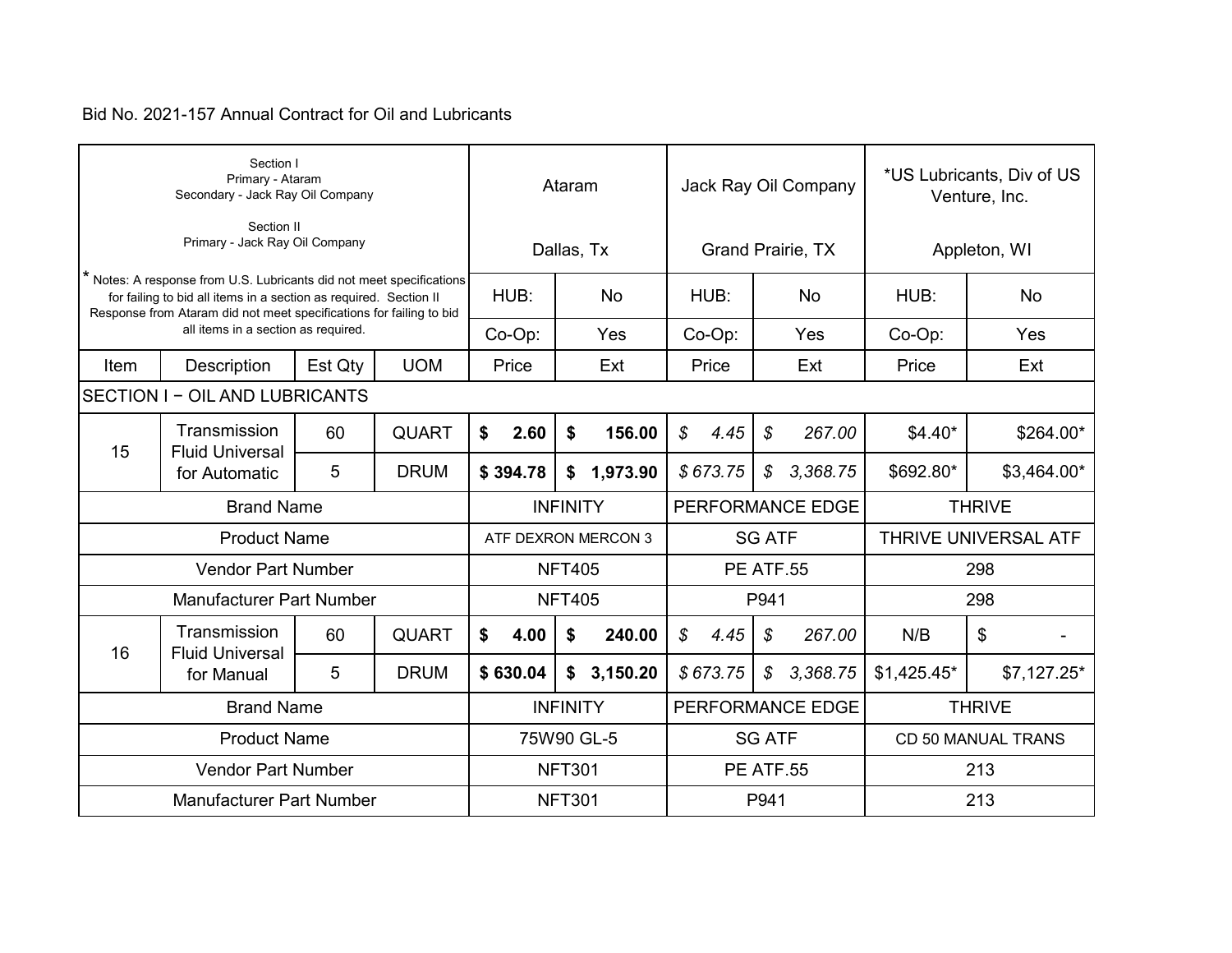Bid No. 2021-157 Annual Contract for Oil and Lubricants

| Section I<br>Primary - Ataram<br>Secondary - Jack Ray Oil Company<br><br>Section II<br>Primary - Jack Ray Oil Company | | | | Ataram<br><br>Dallas, Tx | | Jack Ray Oil Company<br><br>Grand Prairie, TX | | *US Lubricants, Div of US Venture, Inc.<br><br>Appleton, WI | |
|---|---|---|---|---|---|---|---|---|---|
| * Notes: A response from U.S. Lubricants did not meet specifications for failing to bid all items in a section as required. Section II Response from Ataram did not meet specifications for failing to bid all items in a section as required. | | | | HUB: | No | HUB: | No | HUB: | No |
| | | | | Co-Op: | Yes | Co-Op: | Yes | Co-Op: | Yes |
| Item | Description | Est Qty | UOM | Price | Ext | Price | Ext | Price | Ext |
| SECTION I − OIL AND LUBRICANTS | | | | | | | | | |
| 15 | Transmission Fluid Universal for Automatic | 60 | QUART | **$ 2.60** | **$ 156.00** | *$ 4.45* | *$ 267.00* | $4.40* | $264.00* |
| | | 5 | DRUM | **$ 394.78** | **$ 1,973.90** | *$ 673.75* | *$ 3,368.75* | $692.80* | $3,464.00* |
| Brand Name | | | | INFINITY | | PERFORMANCE EDGE | | THRIVE | |
| Product Name | | | | ATF DEXRON MERCON 3 | | SG ATF | | THRIVE UNIVERSAL ATF | |
| Vendor Part Number | | | | NFT405 | | PE ATF.55 | | 298 | |
| Manufacturer Part Number | | | | NFT405 | | P941 | | 298 | |
| 16 | Transmission Fluid Universal for Manual | 60 | QUART | **$ 4.00** | **$ 240.00** | *$ 4.45* | *$ 267.00* | N/B | $ - |
| | | 5 | DRUM | **$ 630.04** | **$ 3,150.20** | *$ 673.75* | *$ 3,368.75* | $1,425.45* | $7,127.25* |
| Brand Name | | | | INFINITY | | PERFORMANCE EDGE | | THRIVE | |
| Product Name | | | | 75W90 GL-5 | | SG ATF | | CD 50 MANUAL TRANS | |
| Vendor Part Number | | | | NFT301 | | PE ATF.55 | | 213 | |
| Manufacturer Part Number | | | | NFT301 | | P941 | | 213 | |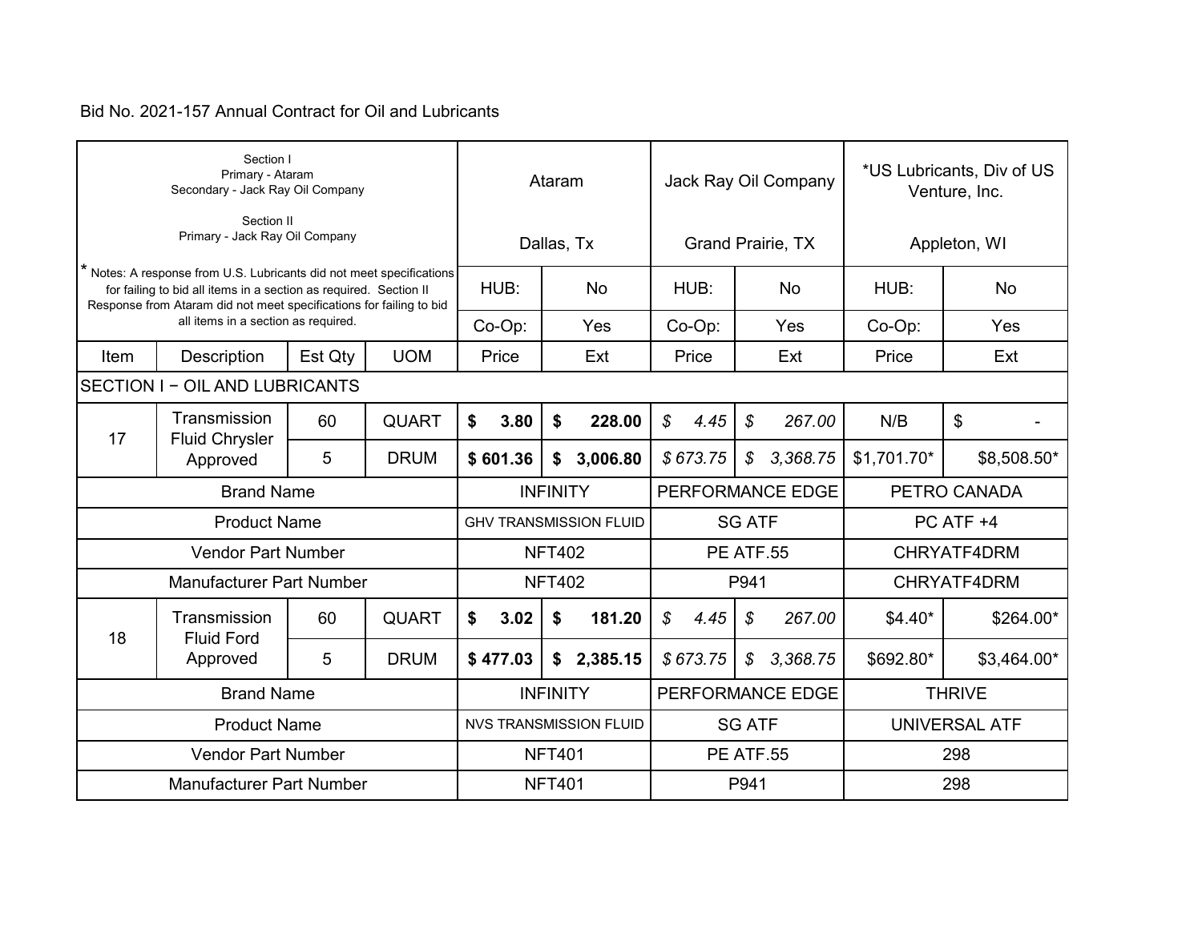Bid No. 2021-157 Annual Contract for Oil and Lubricants

| Section I<br>Primary - Ataram<br>Secondary - Jack Ray Oil Company<br><br>Section II<br>Primary - Jack Ray Oil Company | | | | Ataram<br><br>Dallas, Tx | | Jack Ray Oil Company<br><br>Grand Prairie, TX | | *US Lubricants, Div of US Venture, Inc.<br><br>Appleton, WI | |
|---|---|---|---|---|---|---|---|---|---|
| * Notes: A response from U.S. Lubricants did not meet specifications for failing to bid all items in a section as required. Section II Response from Ataram did not meet specifications for failing to bid all items in a section as required. | | | | HUB: | No | HUB: | No | HUB: | No |
| | | | | Co-Op: | Yes | Co-Op: | Yes | Co-Op: | Yes |
| Item | Description | Est Qty | UOM | Price | Ext | Price | Ext | Price | Ext |
| SECTION I − OIL AND LUBRICANTS | | | | | | | | | |
| 17 | Transmission Fluid Chrysler Approved | 60 | QUART | **$ 3.80** | **$ 228.00** | *$ 4.45* | *$ 267.00* | N/B | $ - |
| | | 5 | DRUM | **$ 601.36** | **$ 3,006.80** | *$ 673.75* | *$ 3,368.75* | $1,701.70* | $8,508.50* |
| Brand Name | | | | INFINITY | | PERFORMANCE EDGE | | PETRO CANADA | |
| Product Name | | | | GHV TRANSMISSION FLUID | | SG ATF | | PC ATF +4 | |
| Vendor Part Number | | | | NFT402 | | PE ATF.55 | | CHRYATF4DRM | |
| Manufacturer Part Number | | | | NFT402 | | P941 | | CHRYATF4DRM | |
| 18 | Transmission Fluid Ford Approved | 60 | QUART | **$ 3.02** | **$ 181.20** | *$ 4.45* | *$ 267.00* | $4.40* | $264.00* |
| | | 5 | DRUM | **$ 477.03** | **$ 2,385.15** | *$ 673.75* | *$ 3,368.75* | $692.80* | $3,464.00* |
| Brand Name | | | | INFINITY | | PERFORMANCE EDGE | | THRIVE | |
| Product Name | | | | NVS TRANSMISSION FLUID | | SG ATF | | UNIVERSAL ATF | |
| Vendor Part Number | | | | NFT401 | | PE ATF.55 | | 298 | |
| Manufacturer Part Number | | | | NFT401 | | P941 | | 298 | |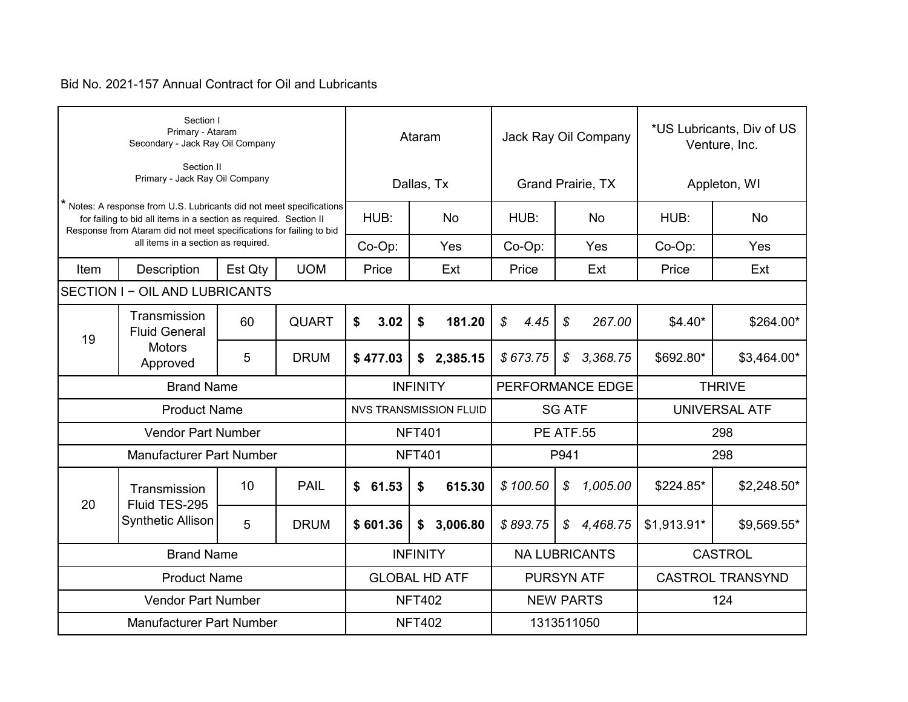Bid No. 2021-157 Annual Contract for Oil and Lubricants

| Section I<br>Primary - Ataram<br>Secondary - Jack Ray Oil Company<br><br>Section II<br>Primary - Jack Ray Oil Company | | | | Ataram<br><br>Dallas, Tx | | Jack Ray Oil Company<br><br>Grand Prairie, TX | | *US Lubricants, Div of US Venture, Inc.<br><br>Appleton, WI | |
|---|---|---|---|---|---|---|---|---|---|
| * Notes: A response from U.S. Lubricants did not meet specifications for failing to bid all items in a section as required. Section II Response from Ataram did not meet specifications for failing to bid all items in a section as required. | | | | HUB: | No | HUB: | No | HUB: | No |
| | | | | Co-Op: | Yes | Co-Op: | Yes | Co-Op: | Yes |
| Item | Description | Est Qty | UOM | Price | Ext | Price | Ext | Price | Ext |
| SECTION I − OIL AND LUBRICANTS | | | | | | | | | |
| 19 | Transmission Fluid General Motors Approved | 60 | QUART | **$ 3.02** | **$ 181.20** | *$ 4.45* | *$ 267.00* | $4.40* | $264.00* |
| | | 5 | DRUM | **$ 477.03** | **$ 2,385.15** | *$ 673.75* | *$ 3,368.75* | $692.80* | $3,464.00* |
| Brand Name | | | | INFINITY | | PERFORMANCE EDGE | | THRIVE | |
| Product Name | | | | NVS TRANSMISSION FLUID | | SG ATF | | UNIVERSAL ATF | |
| Vendor Part Number | | | | NFT401 | | PE ATF.55 | | 298 | |
| Manufacturer Part Number | | | | NFT401 | | P941 | | 298 | |
| 20 | Transmission Fluid TES-295 Synthetic Allison | 10 | PAIL | **$ 61.53** | **$ 615.30** | *$ 100.50* | *$ 1,005.00* | $224.85* | $2,248.50* |
| | | 5 | DRUM | **$ 601.36** | **$ 3,006.80** | *$ 893.75* | *$ 4,468.75* | $1,913.91* | $9,569.55* |
| Brand Name | | | | INFINITY | | NA LUBRICANTS | | CASTROL | |
| Product Name | | | | GLOBAL HD ATF | | PURSYN ATF | | CASTROL TRANSYND | |
| Vendor Part Number | | | | NFT402 | | NEW PARTS | | 124 | |
| Manufacturer Part Number | | | | NFT402 | | 1313511050 | | | |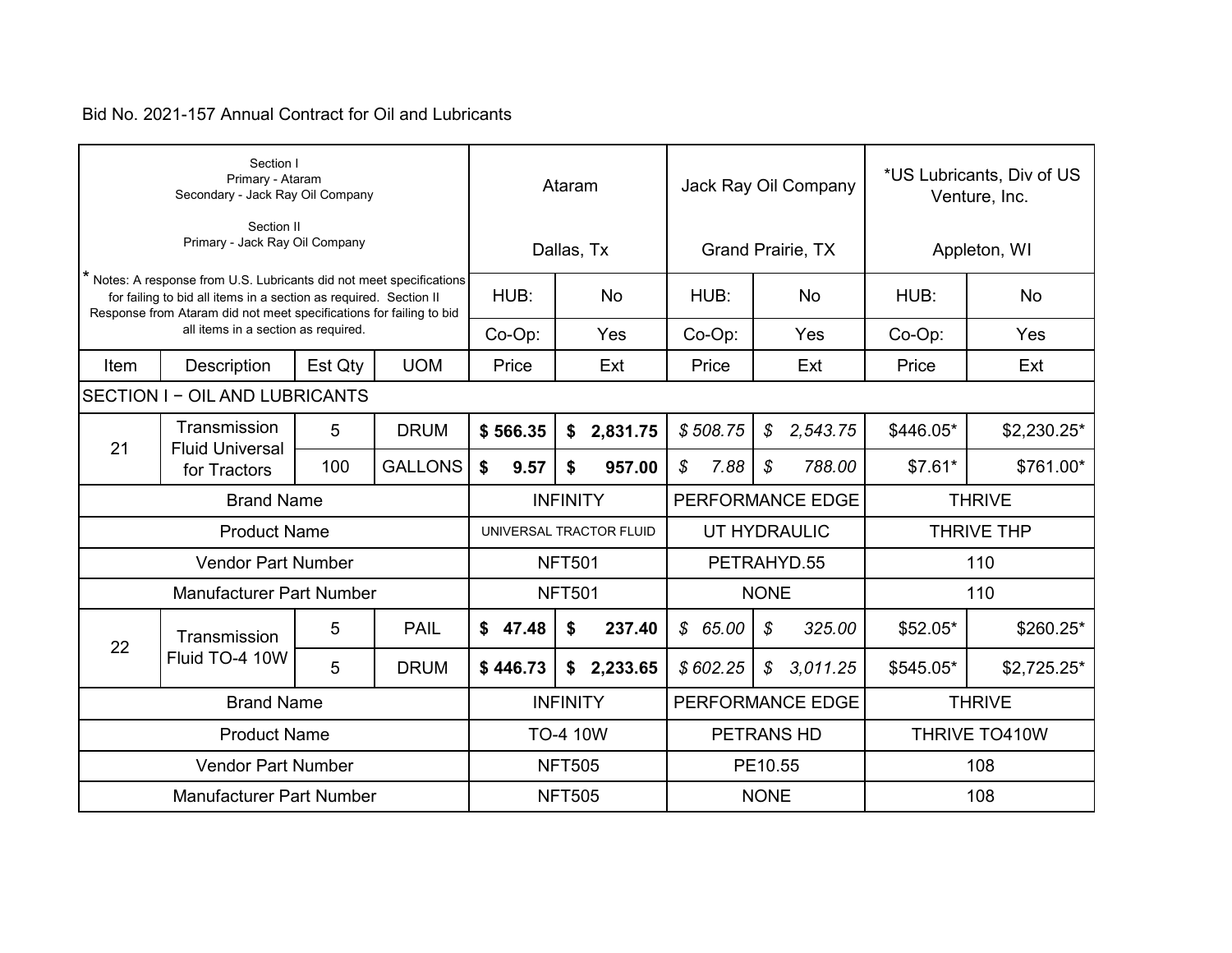Bid No. 2021-157 Annual Contract for Oil and Lubricants

| Section I<br>Primary - Ataram<br>Secondary - Jack Ray Oil Company<br><br>Section II<br>Primary - Jack Ray Oil Company | | | | Ataram<br><br>Dallas, Tx | | Jack Ray Oil Company<br><br>Grand Prairie, TX | | *US Lubricants, Div of US Venture, Inc.<br><br>Appleton, WI | |
|---|---|---|---|---|---|---|---|---|---|
| * Notes: A response from U.S. Lubricants did not meet specifications for failing to bid all items in a section as required. Section II Response from Ataram did not meet specifications for failing to bid all items in a section as required. | | | | HUB: | No | HUB: | No | HUB: | No |
| | | | | Co-Op: | Yes | Co-Op: | Yes | Co-Op: | Yes |
| Item | Description | Est Qty | UOM | Price | Ext | Price | Ext | Price | Ext |
| SECTION I − OIL AND LUBRICANTS | | | | | | | | | |
| 21 | Transmission Fluid Universal for Tractors | 5 | DRUM | **$ 566.35** | **$ 2,831.75** | *$ 508.75* | *$ 2,543.75* | $446.05* | $2,230.25* |
| | | 100 | GALLONS | **$ 9.57** | **$ 957.00** | *$ 7.88* | *$ 788.00* | $7.61* | $761.00* |
| Brand Name | | | | INFINITY | | PERFORMANCE EDGE | | THRIVE | |
| Product Name | | | | UNIVERSAL TRACTOR FLUID | | UT HYDRAULIC | | THRIVE THP | |
| Vendor Part Number | | | | NFT501 | | PETRAHYD.55 | | 110 | |
| Manufacturer Part Number | | | | NFT501 | | NONE | | 110 | |
| 22 | Transmission Fluid TO-4 10W | 5 | PAIL | **$ 47.48** | **$ 237.40** | *$ 65.00* | *$ 325.00* | $52.05* | $260.25* |
| | | 5 | DRUM | **$ 446.73** | **$ 2,233.65** | *$ 602.25* | *$ 3,011.25* | $545.05* | $2,725.25* |
| Brand Name | | | | INFINITY | | PERFORMANCE EDGE | | THRIVE | |
| Product Name | | | | TO-4 10W | | PETRANS HD | | THRIVE TO410W | |
| Vendor Part Number | | | | NFT505 | | PE10.55 | | 108 | |
| Manufacturer Part Number | | | | NFT505 | | NONE | | 108 | |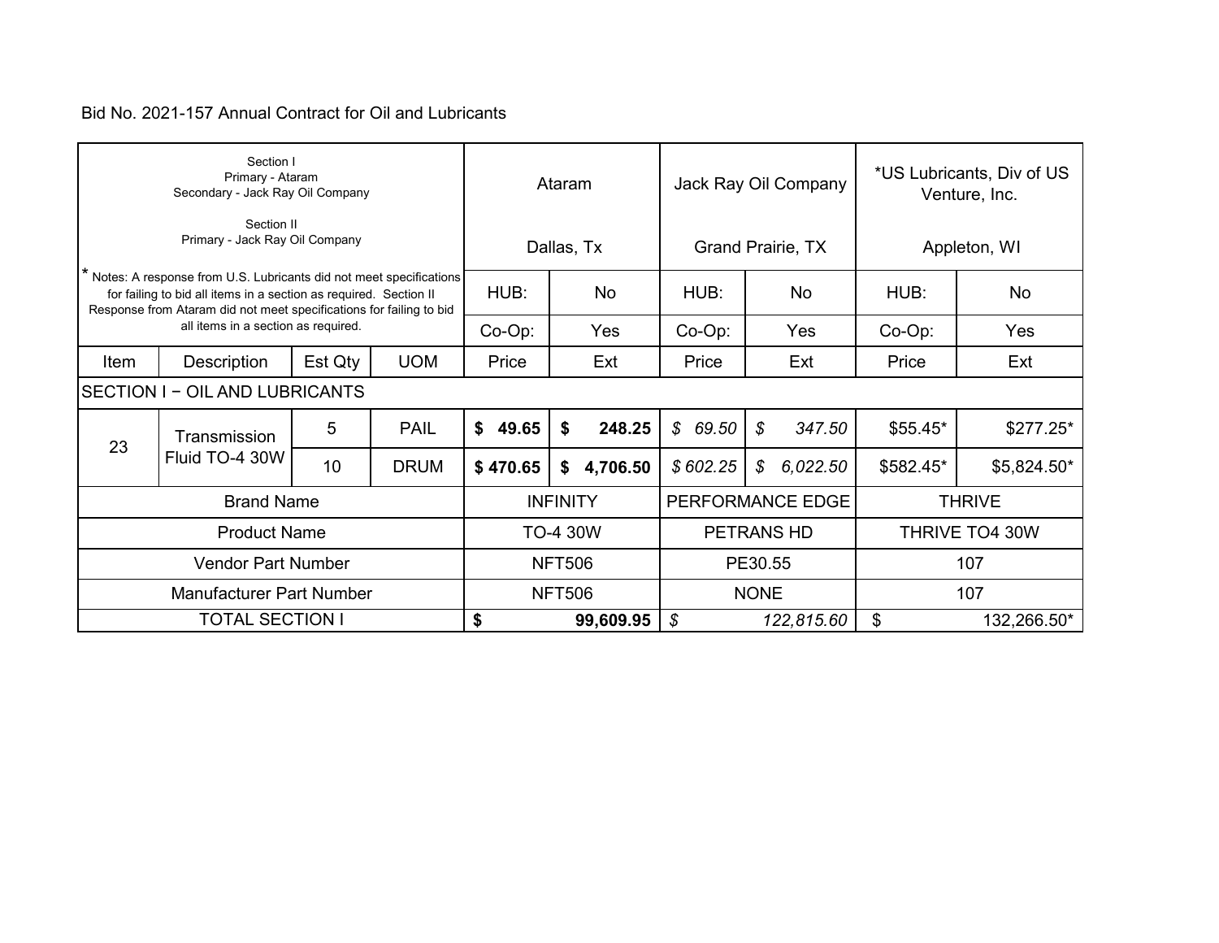Bid No. 2021-157 Annual Contract for Oil and Lubricants

| Section I<br>Primary - Ataram<br>Secondary - Jack Ray Oil Company<br><br>Section II<br>Primary - Jack Ray Oil Company | | | | Ataram<br><br>Dallas, Tx | | Jack Ray Oil Company<br><br>Grand Prairie, TX | | *US Lubricants, Div of US Venture, Inc.<br><br>Appleton, WI | |
|---|---|---|---|---|---|---|---|---|---|
| * Notes: A response from U.S. Lubricants did not meet specifications for failing to bid all items in a section as required. Section II Response from Ataram did not meet specifications for failing to bid all items in a section as required. | | | | HUB: | No | HUB: | No | HUB: | No |
| | | | | Co-Op: | Yes | Co-Op: | Yes | Co-Op: | Yes |
| Item | Description | Est Qty | UOM | Price | Ext | Price | Ext | Price | Ext |
| SECTION I − OIL AND LUBRICANTS | | | | | | | | | |
| 23 | Transmission Fluid TO-4 30W | 5 | PAIL | **$ 49.65** | **$ 248.25** | *$ 69.50* | *$ 347.50* | $55.45* | $277.25* |
| | | 10 | DRUM | **$ 470.65** | **$ 4,706.50** | *$ 602.25* | *$ 6,022.50* | $582.45* | $5,824.50* |
| Brand Name | | | | INFINITY | | PERFORMANCE EDGE | | THRIVE | |
| Product Name | | | | TO-4 30W | | PETRANS HD | | THRIVE TO4 30W | |
| Vendor Part Number | | | | NFT506 | | PE30.55 | | 107 | |
| Manufacturer Part Number | | | | NFT506 | | NONE | | 107 | |
| TOTAL SECTION I | | | | **$ 99,609.95** | | *$ 122,815.60* | | $ 132,266.50* | |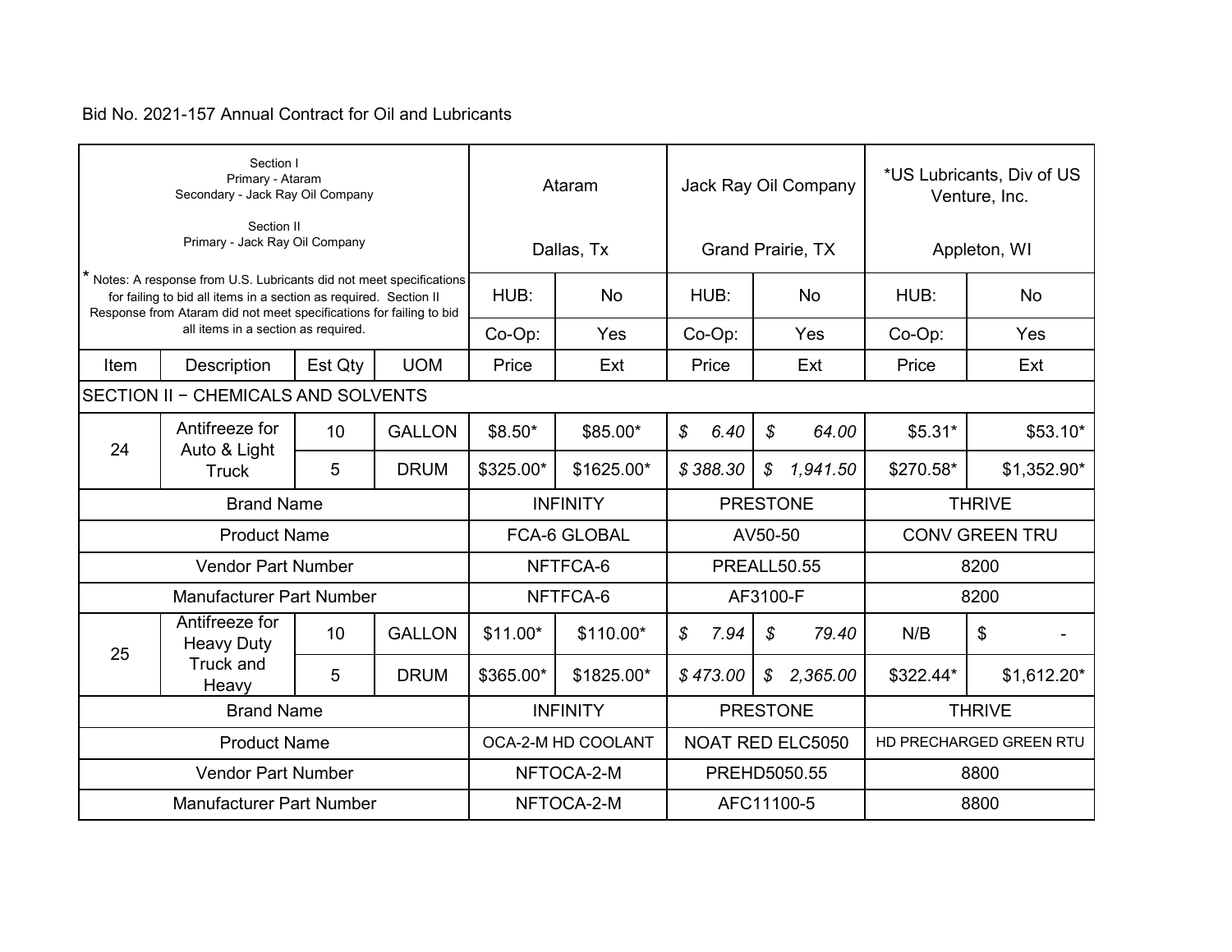Bid No. 2021-157 Annual Contract for Oil and Lubricants

| Section I<br>Primary - Ataram<br>Secondary - Jack Ray Oil Company<br><br>Section II<br>Primary - Jack Ray Oil Company | | | | Ataram<br><br>Dallas, Tx | | Jack Ray Oil Company<br><br>Grand Prairie, TX | | *US Lubricants, Div of US Venture, Inc.<br><br>Appleton, WI | |
|---|---|---|---|---|---|---|---|---|---|
| * Notes: A response from U.S. Lubricants did not meet specifications for failing to bid all items in a section as required. Section II Response from Ataram did not meet specifications for failing to bid all items in a section as required. | | | | HUB: | No | HUB: | No | HUB: | No |
| | | | | Co-Op: | Yes | Co-Op: | Yes | Co-Op: | Yes |
| Item | Description | Est Qty | UOM | Price | Ext | Price | Ext | Price | Ext |
| SECTION II − CHEMICALS AND SOLVENTS | | | | | | | | | |
| 24 | Antifreeze for Auto & Light Truck | 10 | GALLON | $8.50* | $85.00* | $ 6.40 | $ 64.00 | $5.31* | $53.10* |
| | | 5 | DRUM | $325.00* | $1625.00* | $ 388.30 | $ 1,941.50 | $270.58* | $1,352.90* |
| Brand Name | | | | INFINITY | | PRESTONE | | THRIVE | |
| Product Name | | | | FCA-6 GLOBAL | | AV50-50 | | CONV GREEN TRU | |
| Vendor Part Number | | | | NFTFCA-6 | | PREALL50.55 | | 8200 | |
| Manufacturer Part Number | | | | NFTFCA-6 | | AF3100-F | | 8200 | |
| 25 | Antifreeze for Heavy Duty Truck and Heavy | 10 | GALLON | $11.00* | $110.00* | $ 7.94 | $ 79.40 | N/B | $ - |
| | | 5 | DRUM | $365.00* | $1825.00* | $ 473.00 | $ 2,365.00 | $322.44* | $1,612.20* |
| Brand Name | | | | INFINITY | | PRESTONE | | THRIVE | |
| Product Name | | | | OCA-2-M HD COOLANT | | NOAT RED ELC5050 | | HD PRECHARGED GREEN RTU | |
| Vendor Part Number | | | | NFTOCA-2-M | | PREHD5050.55 | | 8800 | |
| Manufacturer Part Number | | | | NFTOCA-2-M | | AFC11100-5 | | 8800 | |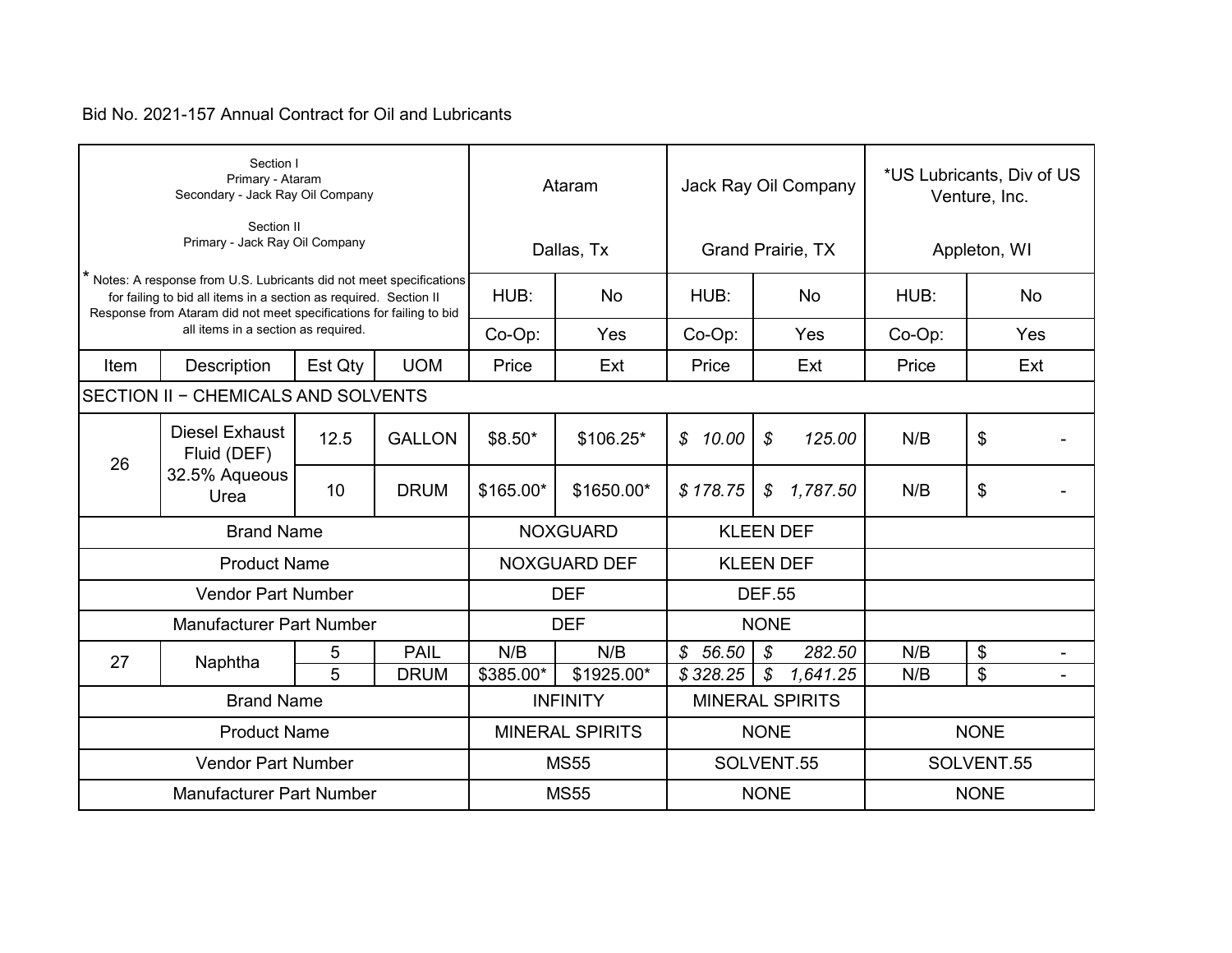Bid No. 2021-157 Annual Contract for Oil and Lubricants

| Section I<br>Primary - Ataram<br>Secondary - Jack Ray Oil Company<br><br>Section II<br>Primary - Jack Ray Oil Company | | | | Ataram<br><br>Dallas, Tx | | Jack Ray Oil Company<br><br>Grand Prairie, TX | | *US Lubricants, Div of US Venture, Inc.<br><br>Appleton, WI | |
|---|---|---|---|---|---|---|---|---|---|
| * Notes: A response from U.S. Lubricants did not meet specifications for failing to bid all items in a section as required. Section II Response from Ataram did not meet specifications for failing to bid all items in a section as required. | | | | HUB: | No | HUB: | No | HUB: | No |
| | | | | Co-Op: | Yes | Co-Op: | Yes | Co-Op: | Yes |
| Item | Description | Est Qty | UOM | Price | Ext | Price | Ext | Price | Ext |
| SECTION II − CHEMICALS AND SOLVENTS | | | | | | | | | |
| 26 | Diesel Exhaust Fluid (DEF) 32.5% Aqueous Urea | 12.5 | GALLON | $8.50* | $106.25* | $ 10.00 | $ 125.00 | N/B | $ - |
| | | 10 | DRUM | $165.00* | $1650.00* | $ 178.75 | $ 1,787.50 | N/B | $ - |
| Brand Name | | | | NOXGUARD | | KLEEN DEF | | | |
| Product Name | | | | NOXGUARD DEF | | KLEEN DEF | | | |
| Vendor Part Number | | | | DEF | | DEF.55 | | | |
| Manufacturer Part Number | | | | DEF | | NONE | | | |
| 27 | Naphtha | 5 | PAIL | N/B | N/B | $ 56.50 | $ 282.50 | N/B | $ - |
| | | 5 | DRUM | $385.00* | $1925.00* | $ 328.25 | $ 1,641.25 | N/B | $ - |
| Brand Name | | | | INFINITY | | MINERAL SPIRITS | | | |
| Product Name | | | | MINERAL SPIRITS | | NONE | | NONE | |
| Vendor Part Number | | | | MS55 | | SOLVENT.55 | | SOLVENT.55 | |
| Manufacturer Part Number | | | | MS55 | | NONE | | NONE | |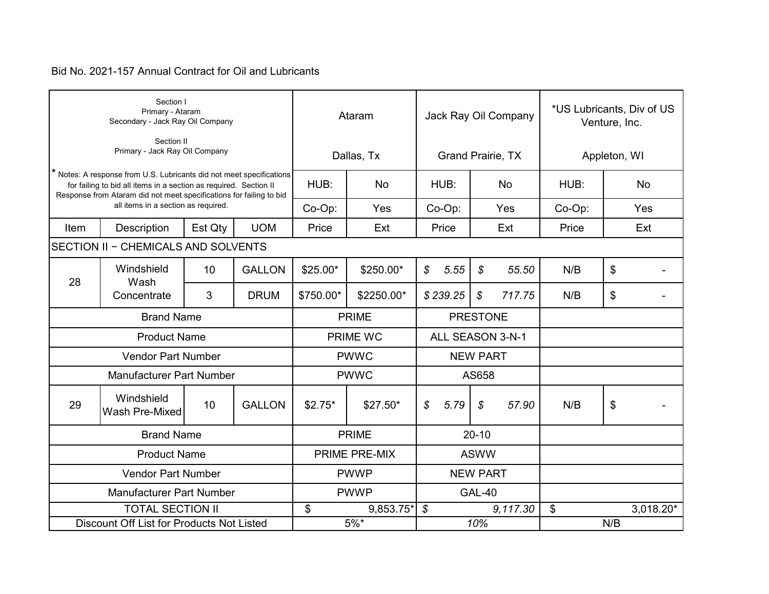Bid No. 2021-157 Annual Contract for Oil and Lubricants

| Section I<br>Primary - Ataram<br>Secondary - Jack Ray Oil Company<br><br>Section II<br>Primary - Jack Ray Oil Company | | | | Ataram<br><br>Dallas, Tx | | Jack Ray Oil Company<br><br>Grand Prairie, TX | | *US Lubricants, Div of US Venture, Inc.<br><br>Appleton, WI | |
|---|---|---|---|---|---|---|---|---|---|
| * Notes: A response from U.S. Lubricants did not meet specifications for failing to bid all items in a section as required. Section II Response from Ataram did not meet specifications for failing to bid all items in a section as required. | | | | HUB: | No | HUB: | No | HUB: | No |
| | | | | Co-Op: | Yes | Co-Op: | Yes | Co-Op: | Yes |
| Item | Description | Est Qty | UOM | Price | Ext | Price | Ext | Price | Ext |
| SECTION II − CHEMICALS AND SOLVENTS | | | | | | | | | |
| 28 | Windshield Wash Concentrate | 10 | GALLON | $25.00* | $250.00* | $ 5.55 | $ 55.50 | N/B | $ - |
| | | 3 | DRUM | $750.00* | $2250.00* | $ 239.25 | $ 717.75 | N/B | $ - |
| Brand Name | | | | PRIME | | PRESTONE | | | |
| Product Name | | | | PRIME WC | | ALL SEASON 3-N-1 | | | |
| Vendor Part Number | | | | PWWC | | NEW PART | | | |
| Manufacturer Part Number | | | | PWWC | | AS658 | | | |
| 29 | Windshield Wash Pre-Mixed | 10 | GALLON | $2.75* | $27.50* | $ 5.79 | $ 57.90 | N/B | $ - |
| Brand Name | | | | PRIME | | 20-10 | | | |
| Product Name | | | | PRIME PRE-MIX | | ASWW | | | |
| Vendor Part Number | | | | PWWP | | NEW PART | | | |
| Manufacturer Part Number | | | | PWWP | | GAL-40 | | | |
| TOTAL SECTION II | | | | $ | 9,853.75* | $ | 9,117.30 | $ | 3,018.20* |
| Discount Off List for Products Not Listed | | | | 5%* | | 10% | | N/B | |